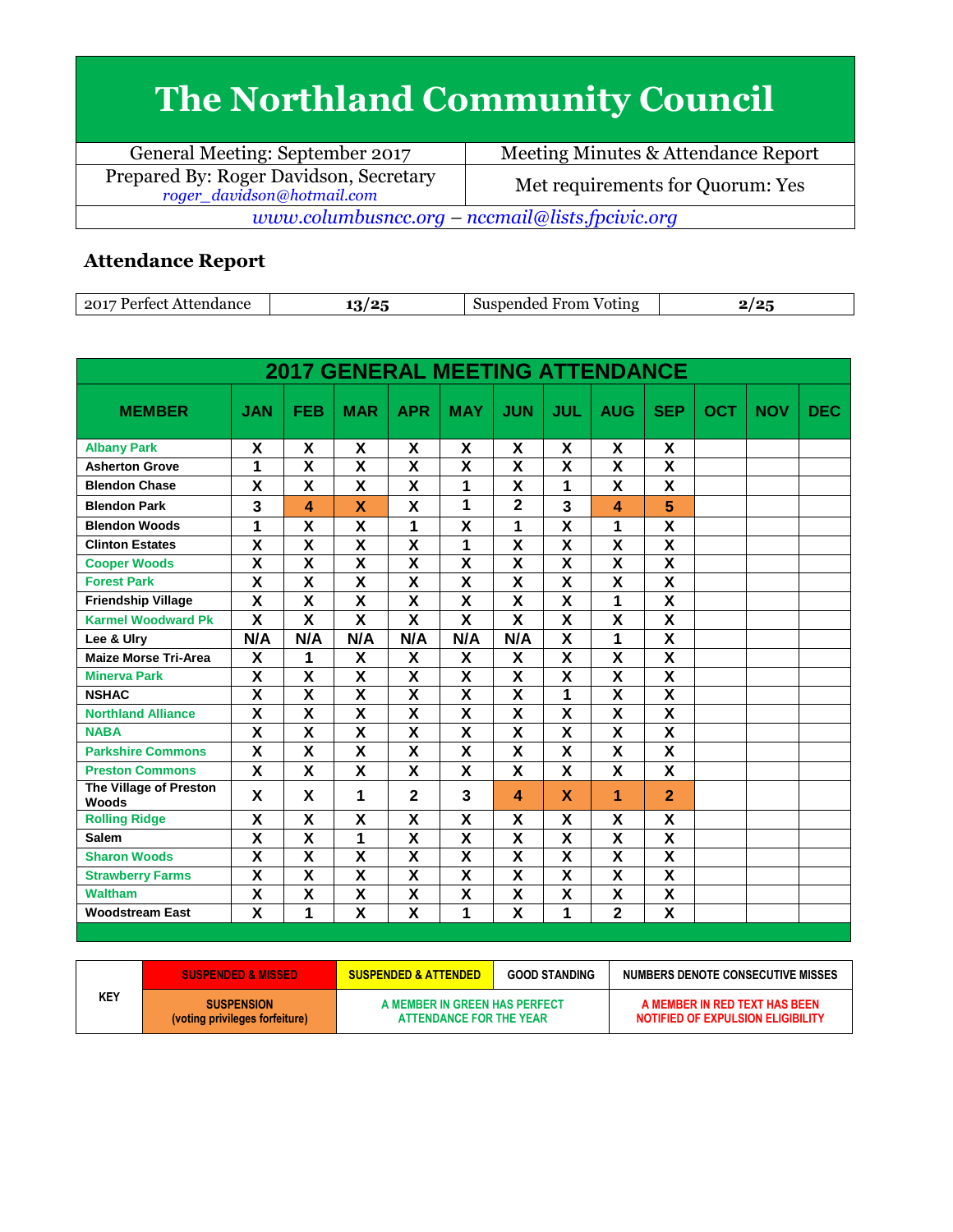# The Northland Community Council

| General Meeting: September 2017 | Meeting Minutes & Attendance Report |
|---|---|
| Prepared By: Roger Davidson, Secretary *roger_davidson@hotmail.com* | Met requirements for Quorum: Yes |

*www.columbusncc.org – nccmail@lists.fpcivic.org*

## Attendance Report

| 2017 Perfect Attendance | 13/25 | Suspended From Voting | 2/25 |
|---|---|---|---|

**2017 GENERAL MEETING ATTENDANCE**

| MEMBER | JAN | FEB | MAR | APR | MAY | JUN | JUL | AUG | SEP | OCT | NOV | DEC |
|---|---|---|---|---|---|---|---|---|---|---|---|---|
| Albany Park | X | X | X | X | X | X | X | X | X | | | |
| Asherton Grove | 1 | X | X | X | X | X | X | X | X | | | |
| Blendon Chase | X | X | X | X | 1 | X | 1 | X | X | | | |
| Blendon Park | 3 | 4 | X | X | 1 | 2 | 3 | 4 | 5 | | | |
| Blendon Woods | 1 | X | X | 1 | X | 1 | X | 1 | X | | | |
| Clinton Estates | X | X | X | X | 1 | X | X | X | X | | | |
| Cooper Woods | X | X | X | X | X | X | X | X | X | | | |
| Forest Park | X | X | X | X | X | X | X | X | X | | | |
| Friendship Village | X | X | X | X | X | X | X | 1 | X | | | |
| Karmel Woodward Pk | X | X | X | X | X | X | X | X | X | | | |
| Lee & Ulry | N/A | N/A | N/A | N/A | N/A | N/A | X | 1 | X | | | |
| Maize Morse Tri-Area | X | 1 | X | X | X | X | X | X | X | | | |
| Minerva Park | X | X | X | X | X | X | X | X | X | | | |
| NSHAC | X | X | X | X | X | X | 1 | X | X | | | |
| Northland Alliance | X | X | X | X | X | X | X | X | X | | | |
| NABA | X | X | X | X | X | X | X | X | X | | | |
| Parkshire Commons | X | X | X | X | X | X | X | X | X | | | |
| Preston Commons | X | X | X | X | X | X | X | X | X | | | |
| The Village of Preston Woods | X | X | 1 | 2 | 3 | 4 | X | 1 | 2 | | | |
| Rolling Ridge | X | X | X | X | X | X | X | X | X | | | |
| Salem | X | X | 1 | X | X | X | X | X | X | | | |
| Sharon Woods | X | X | X | X | X | X | X | X | X | | | |
| Strawberry Farms | X | X | X | X | X | X | X | X | X | | | |
| Waltham | X | X | X | X | X | X | X | X | X | | | |
| Woodstream East | X | 1 | X | X | 1 | X | 1 | 2 | X | | | |

| KEY | SUSPENDED & MISSED | SUSPENDED & ATTENDED | GOOD STANDING | NUMBERS DENOTE CONSECUTIVE MISSES |
|---|---|---|---|---|
| | SUSPENSION (voting privileges forfeiture) | A MEMBER IN GREEN HAS PERFECT ATTENDANCE FOR THE YEAR | | A MEMBER IN RED TEXT HAS BEEN NOTIFIED OF EXPULSION ELIGIBILITY |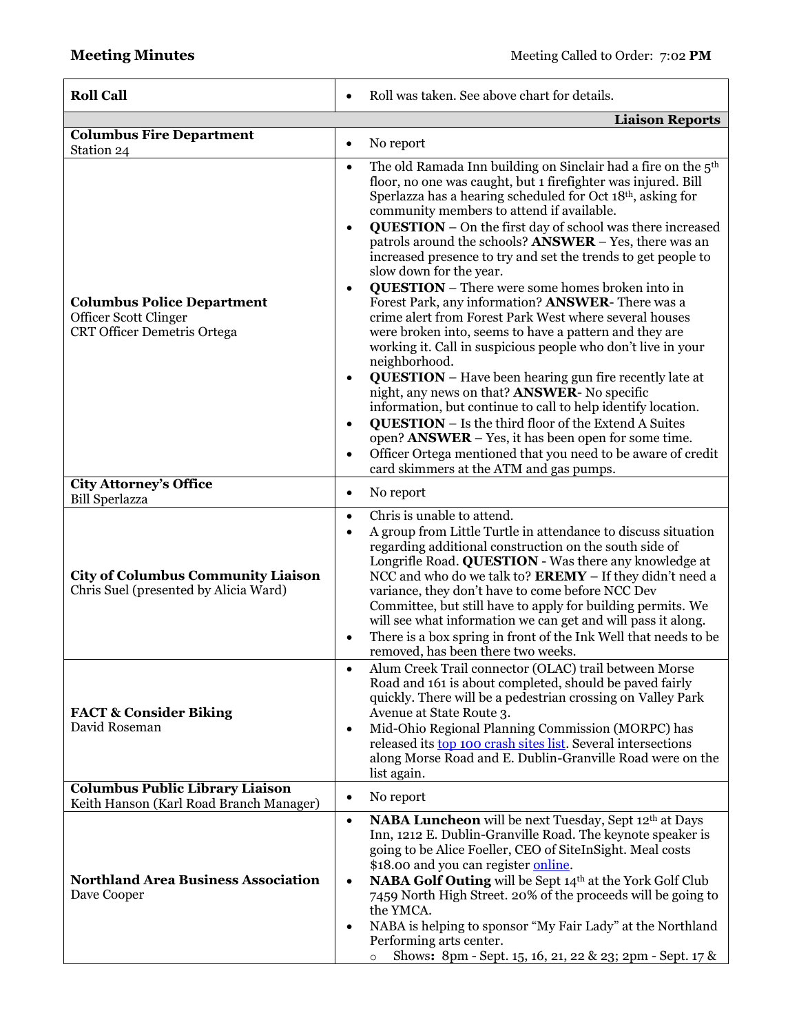**Meeting Minutes** Meeting Called to Order: 7:02 **PM**

| **Roll Call** | • Roll was taken. See above chart for details. |
|---|---|
| | **Liaison Reports** |
| **Columbus Fire Department**<br>Station 24 | • No report |
| **Columbus Police Department**<br>Officer Scott Clinger<br>CRT Officer Demetris Ortega | • The old Ramada Inn building on Sinclair had a fire on the 5th floor, no one was caught, but 1 firefighter was injured. Bill Sperlazza has a hearing scheduled for Oct 18th, asking for community members to attend if available.<br>• **QUESTION** – On the first day of school was there increased patrols around the schools? **ANSWER** – Yes, there was an increased presence to try and set the trends to get people to slow down for the year.<br>• **QUESTION** – There were some homes broken into in Forest Park, any information? **ANSWER**- There was a crime alert from Forest Park West where several houses were broken into, seems to have a pattern and they are working it. Call in suspicious people who don't live in your neighborhood.<br>• **QUESTION** – Have been hearing gun fire recently late at night, any news on that? **ANSWER**- No specific information, but continue to call to help identify location.<br>• **QUESTION** – Is the third floor of the Extend A Suites open? **ANSWER** – Yes, it has been open for some time.<br>• Officer Ortega mentioned that you need to be aware of credit card skimmers at the ATM and gas pumps. |
| **City Attorney's Office**<br>Bill Sperlazza | • No report |
| **City of Columbus Community Liaison**<br>Chris Suel (presented by Alicia Ward) | • Chris is unable to attend.<br>• A group from Little Turtle in attendance to discuss situation regarding additional construction on the south side of Longrifle Road. **QUESTION** - Was there any knowledge at NCC and who do we talk to? **EREMY** – If they didn't need a variance, they don't have to come before NCC Dev Committee, but still have to apply for building permits. We will see what information we can get and will pass it along.<br>• There is a box spring in front of the Ink Well that needs to be removed, has been there two weeks. |
| **FACT & Consider Biking**<br>David Roseman | • Alum Creek Trail connector (OLAC) trail between Morse Road and 161 is about completed, should be paved fairly quickly. There will be a pedestrian crossing on Valley Park Avenue at State Route 3.<br>• Mid-Ohio Regional Planning Commission (MORPC) has released its top 100 crash sites list. Several intersections along Morse Road and E. Dublin-Granville Road were on the list again. |
| **Columbus Public Library Liaison**<br>Keith Hanson (Karl Road Branch Manager) | • No report |
| **Northland Area Business Association**<br>Dave Cooper | • **NABA Luncheon** will be next Tuesday, Sept 12th at Days Inn, 1212 E. Dublin-Granville Road. The keynote speaker is going to be Alice Foeller, CEO of SiteInSight. Meal costs $18.00 and you can register online.<br>• **NABA Golf Outing** will be Sept 14th at the York Golf Club 7459 North High Street. 20% of the proceeds will be going to the YMCA.<br>• NABA is helping to sponsor "My Fair Lady" at the Northland Performing arts center.<br>  ○ Shows**:** 8pm - Sept. 15, 16, 21, 22 & 23; 2pm - Sept. 17 & |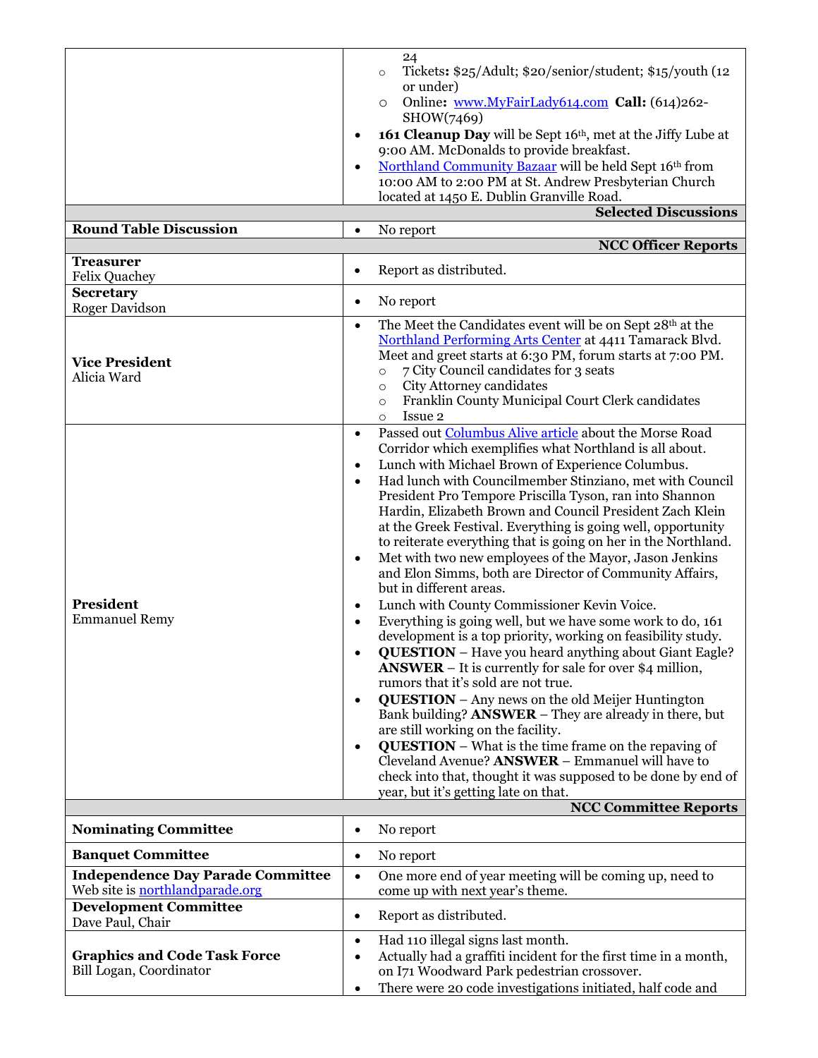| | |
|---|---|
| | 24<br>◦ Tickets**:** $25/Adult; $20/senior/student; $15/youth (12 or under)<br>◦ Online**:** www.MyFairLady614.com **Call:** (614)262-SHOW(7469)<br>• **161 Cleanup Day** will be Sept 16th, met at the Jiffy Lube at 9:00 AM. McDonalds to provide breakfast.<br>• Northland Community Bazaar will be held Sept 16th from 10:00 AM to 2:00 PM at St. Andrew Presbyterian Church located at 1450 E. Dublin Granville Road. |
| | **Selected Discussions** |
| **Round Table Discussion** | • No report |
| | **NCC Officer Reports** |
| **Treasurer**<br>Felix Quachey | • Report as distributed. |
| **Secretary**<br>Roger Davidson | • No report |
| **Vice President**<br>Alicia Ward | • The Meet the Candidates event will be on Sept 28th at the Northland Performing Arts Center at 4411 Tamarack Blvd. Meet and greet starts at 6:30 PM, forum starts at 7:00 PM.<br>◦ 7 City Council candidates for 3 seats<br>◦ City Attorney candidates<br>◦ Franklin County Municipal Court Clerk candidates<br>◦ Issue 2 |
| **President**<br>Emmanuel Remy | • Passed out Columbus Alive article about the Morse Road Corridor which exemplifies what Northland is all about.<br>• Lunch with Michael Brown of Experience Columbus.<br>• Had lunch with Councilmember Stinziano, met with Council President Pro Tempore Priscilla Tyson, ran into Shannon Hardin, Elizabeth Brown and Council President Zach Klein at the Greek Festival. Everything is going well, opportunity to reiterate everything that is going on her in the Northland.<br>• Met with two new employees of the Mayor, Jason Jenkins and Elon Simms, both are Director of Community Affairs, but in different areas.<br>• Lunch with County Commissioner Kevin Voice.<br>• Everything is going well, but we have some work to do, 161 development is a top priority, working on feasibility study.<br>• **QUESTION** – Have you heard anything about Giant Eagle? **ANSWER** – It is currently for sale for over $4 million, rumors that it's sold are not true.<br>• **QUESTION** – Any news on the old Meijer Huntington Bank building? **ANSWER** – They are already in there, but are still working on the facility.<br>• **QUESTION** – What is the time frame on the repaving of Cleveland Avenue? **ANSWER** – Emmanuel will have to check into that, thought it was supposed to be done by end of year, but it's getting late on that. |
| | **NCC Committee Reports** |
| **Nominating Committee** | • No report |
| **Banquet Committee** | • No report |
| **Independence Day Parade Committee**<br>Web site is northlandparade.org | • One more end of year meeting will be coming up, need to come up with next year's theme. |
| **Development Committee**<br>Dave Paul, Chair | • Report as distributed. |
| **Graphics and Code Task Force**<br>Bill Logan, Coordinator | • Had 110 illegal signs last month.<br>• Actually had a graffiti incident for the first time in a month, on I71 Woodward Park pedestrian crossover.<br>• There were 20 code investigations initiated, half code and |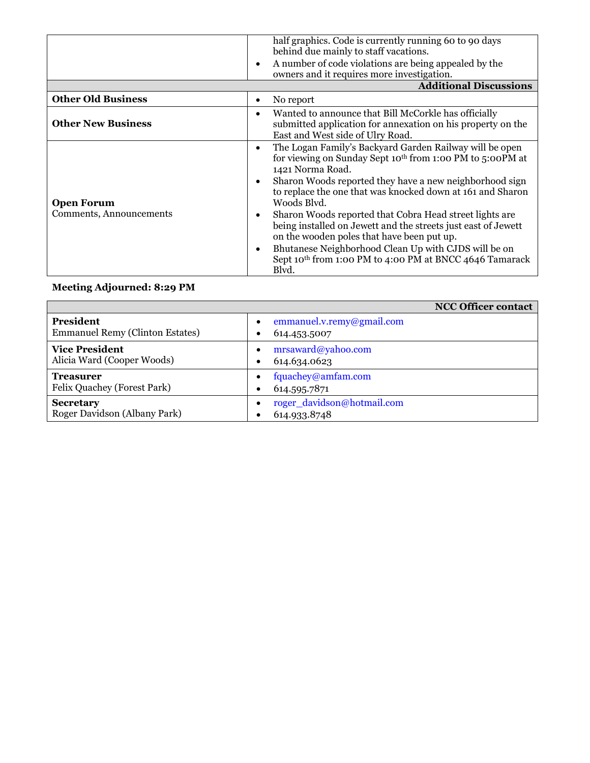| | |
|---|---|
| | half graphics. Code is currently running 60 to 90 days behind due mainly to staff vacations.<br>• A number of code violations are being appealed by the owners and it requires more investigation. |
| | **Additional Discussions** |
| **Other Old Business** | • No report |
| **Other New Business** | • Wanted to announce that Bill McCorkle has officially submitted application for annexation on his property on the East and West side of Ulry Road. |
| **Open Forum**<br>Comments, Announcements | • The Logan Family's Backyard Garden Railway will be open for viewing on Sunday Sept 10th from 1:00 PM to 5:00PM at 1421 Norma Road.<br>• Sharon Woods reported they have a new neighborhood sign to replace the one that was knocked down at 161 and Sharon Woods Blvd.<br>• Sharon Woods reported that Cobra Head street lights are being installed on Jewett and the streets just east of Jewett on the wooden poles that have been put up.<br>• Bhutanese Neighborhood Clean Up with CJDS will be on Sept 10th from 1:00 PM to 4:00 PM at BNCC 4646 Tamarack Blvd. |

**Meeting Adjourned: 8:29 PM**

| | |
|---|---|
| | **NCC Officer contact** |
| **President**<br>Emmanuel Remy (Clinton Estates) | • emmanuel.v.remy@gmail.com<br>• 614.453.5007 |
| **Vice President**<br>Alicia Ward (Cooper Woods) | • mrsaward@yahoo.com<br>• 614.634.0623 |
| **Treasurer**<br>Felix Quachey (Forest Park) | • fquachey@amfam.com<br>• 614.595.7871 |
| **Secretary**<br>Roger Davidson (Albany Park) | • roger_davidson@hotmail.com<br>• 614.933.8748 |